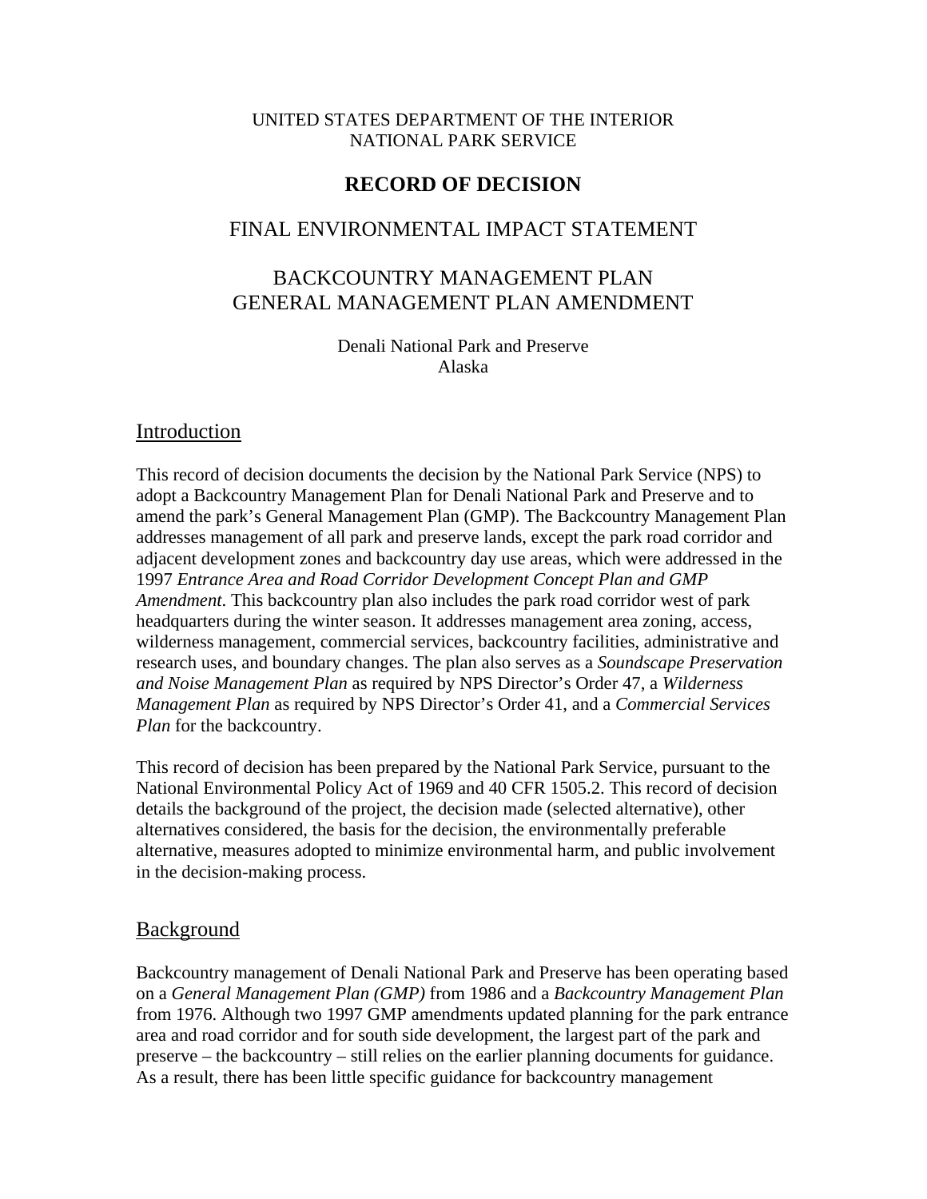UNITED STATES DEPARTMENT OF THE INTERIOR
NATIONAL PARK SERVICE

# RECORD OF DECISION

## FINAL ENVIRONMENTAL IMPACT STATEMENT

## BACKCOUNTRY MANAGEMENT PLAN
## GENERAL MANAGEMENT PLAN AMENDMENT

Denali National Park and Preserve
Alaska

## Introduction

This record of decision documents the decision by the National Park Service (NPS) to adopt a Backcountry Management Plan for Denali National Park and Preserve and to amend the park's General Management Plan (GMP). The Backcountry Management Plan addresses management of all park and preserve lands, except the park road corridor and adjacent development zones and backcountry day use areas, which were addressed in the 1997 *Entrance Area and Road Corridor Development Concept Plan and GMP Amendment*. This backcountry plan also includes the park road corridor west of park headquarters during the winter season. It addresses management area zoning, access, wilderness management, commercial services, backcountry facilities, administrative and research uses, and boundary changes. The plan also serves as a *Soundscape Preservation and Noise Management Plan* as required by NPS Director's Order 47, a *Wilderness Management Plan* as required by NPS Director's Order 41, and a *Commercial Services Plan* for the backcountry.

This record of decision has been prepared by the National Park Service, pursuant to the National Environmental Policy Act of 1969 and 40 CFR 1505.2. This record of decision details the background of the project, the decision made (selected alternative), other alternatives considered, the basis for the decision, the environmentally preferable alternative, measures adopted to minimize environmental harm, and public involvement in the decision-making process.

## Background

Backcountry management of Denali National Park and Preserve has been operating based on a *General Management Plan (GMP)* from 1986 and a *Backcountry Management Plan* from 1976. Although two 1997 GMP amendments updated planning for the park entrance area and road corridor and for south side development, the largest part of the park and preserve – the backcountry – still relies on the earlier planning documents for guidance. As a result, there has been little specific guidance for backcountry management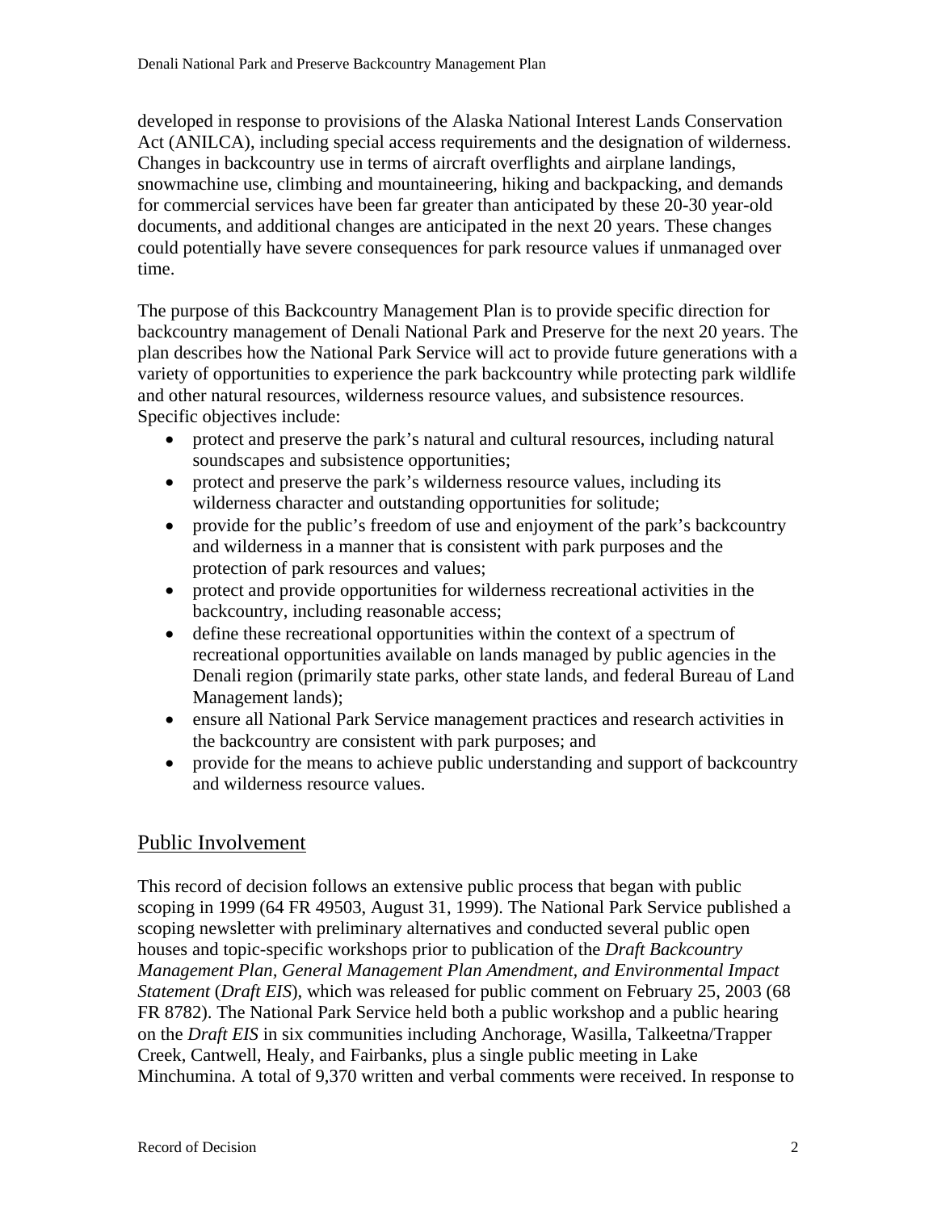developed in response to provisions of the Alaska National Interest Lands Conservation Act (ANILCA), including special access requirements and the designation of wilderness. Changes in backcountry use in terms of aircraft overflights and airplane landings, snowmachine use, climbing and mountaineering, hiking and backpacking, and demands for commercial services have been far greater than anticipated by these 20-30 year-old documents, and additional changes are anticipated in the next 20 years. These changes could potentially have severe consequences for park resource values if unmanaged over time.

The purpose of this Backcountry Management Plan is to provide specific direction for backcountry management of Denali National Park and Preserve for the next 20 years. The plan describes how the National Park Service will act to provide future generations with a variety of opportunities to experience the park backcountry while protecting park wildlife and other natural resources, wilderness resource values, and subsistence resources. Specific objectives include:

- protect and preserve the park's natural and cultural resources, including natural soundscapes and subsistence opportunities;
- protect and preserve the park's wilderness resource values, including its wilderness character and outstanding opportunities for solitude;
- provide for the public's freedom of use and enjoyment of the park's backcountry and wilderness in a manner that is consistent with park purposes and the protection of park resources and values;
- protect and provide opportunities for wilderness recreational activities in the backcountry, including reasonable access;
- define these recreational opportunities within the context of a spectrum of recreational opportunities available on lands managed by public agencies in the Denali region (primarily state parks, other state lands, and federal Bureau of Land Management lands);
- ensure all National Park Service management practices and research activities in the backcountry are consistent with park purposes; and
- provide for the means to achieve public understanding and support of backcountry and wilderness resource values.

## Public Involvement

This record of decision follows an extensive public process that began with public scoping in 1999 (64 FR 49503, August 31, 1999). The National Park Service published a scoping newsletter with preliminary alternatives and conducted several public open houses and topic-specific workshops prior to publication of the *Draft Backcountry Management Plan, General Management Plan Amendment, and Environmental Impact Statement* (*Draft EIS*), which was released for public comment on February 25, 2003 (68 FR 8782). The National Park Service held both a public workshop and a public hearing on the *Draft EIS* in six communities including Anchorage, Wasilla, Talkeetna/Trapper Creek, Cantwell, Healy, and Fairbanks, plus a single public meeting in Lake Minchumina. A total of 9,370 written and verbal comments were received. In response to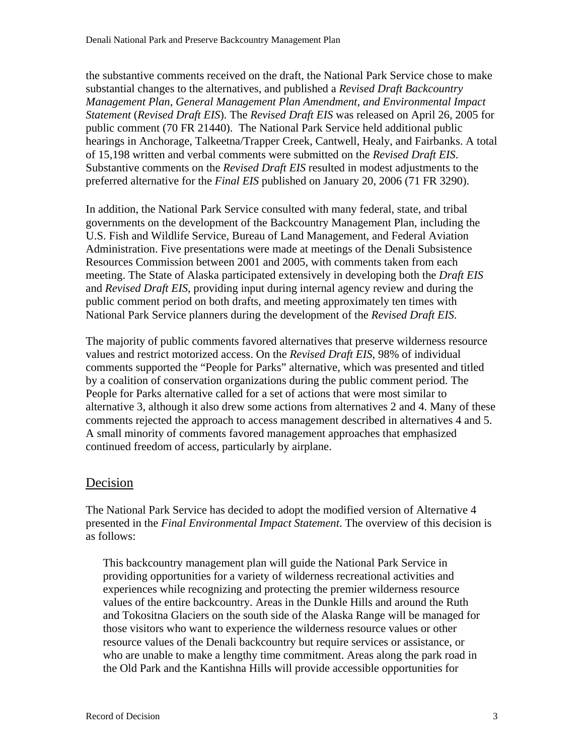the substantive comments received on the draft, the National Park Service chose to make substantial changes to the alternatives, and published a *Revised Draft Backcountry Management Plan, General Management Plan Amendment, and Environmental Impact Statement* (*Revised Draft EIS*). The *Revised Draft EIS* was released on April 26, 2005 for public comment (70 FR 21440). The National Park Service held additional public hearings in Anchorage, Talkeetna/Trapper Creek, Cantwell, Healy, and Fairbanks. A total of 15,198 written and verbal comments were submitted on the *Revised Draft EIS*. Substantive comments on the *Revised Draft EIS* resulted in modest adjustments to the preferred alternative for the *Final EIS* published on January 20, 2006 (71 FR 3290).

In addition, the National Park Service consulted with many federal, state, and tribal governments on the development of the Backcountry Management Plan, including the U.S. Fish and Wildlife Service, Bureau of Land Management, and Federal Aviation Administration. Five presentations were made at meetings of the Denali Subsistence Resources Commission between 2001 and 2005, with comments taken from each meeting. The State of Alaska participated extensively in developing both the *Draft EIS* and *Revised Draft EIS*, providing input during internal agency review and during the public comment period on both drafts, and meeting approximately ten times with National Park Service planners during the development of the *Revised Draft EIS*.

The majority of public comments favored alternatives that preserve wilderness resource values and restrict motorized access. On the *Revised Draft EIS*, 98% of individual comments supported the "People for Parks" alternative, which was presented and titled by a coalition of conservation organizations during the public comment period. The People for Parks alternative called for a set of actions that were most similar to alternative 3, although it also drew some actions from alternatives 2 and 4. Many of these comments rejected the approach to access management described in alternatives 4 and 5. A small minority of comments favored management approaches that emphasized continued freedom of access, particularly by airplane.

## Decision

The National Park Service has decided to adopt the modified version of Alternative 4 presented in the *Final Environmental Impact Statement*. The overview of this decision is as follows:

> This backcountry management plan will guide the National Park Service in providing opportunities for a variety of wilderness recreational activities and experiences while recognizing and protecting the premier wilderness resource values of the entire backcountry. Areas in the Dunkle Hills and around the Ruth and Tokositna Glaciers on the south side of the Alaska Range will be managed for those visitors who want to experience the wilderness resource values or other resource values of the Denali backcountry but require services or assistance, or who are unable to make a lengthy time commitment. Areas along the park road in the Old Park and the Kantishna Hills will provide accessible opportunities for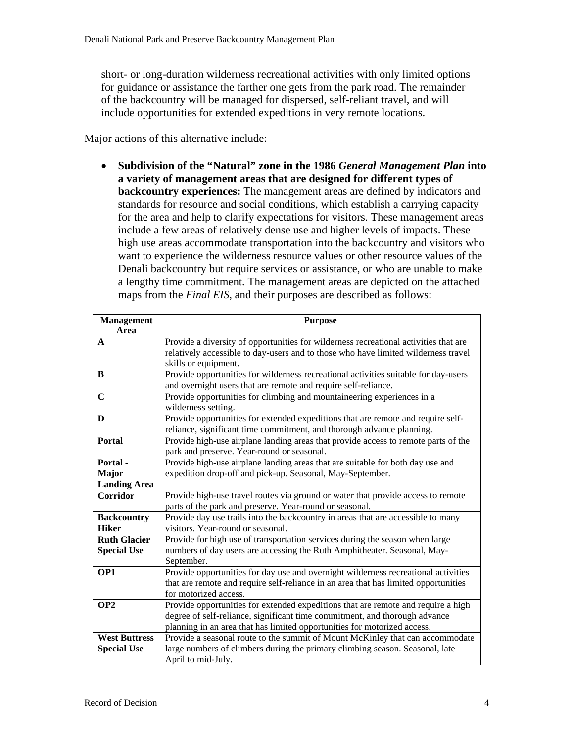short- or long-duration wilderness recreational activities with only limited options for guidance or assistance the farther one gets from the park road. The remainder of the backcountry will be managed for dispersed, self-reliant travel, and will include opportunities for extended expeditions in very remote locations.

Major actions of this alternative include:

- **Subdivision of the "Natural" zone in the 1986 *General Management Plan* into a variety of management areas that are designed for different types of backcountry experiences:** The management areas are defined by indicators and standards for resource and social conditions, which establish a carrying capacity for the area and help to clarify expectations for visitors. These management areas include a few areas of relatively dense use and higher levels of impacts. These high use areas accommodate transportation into the backcountry and visitors who want to experience the wilderness resource values or other resource values of the Denali backcountry but require services or assistance, or who are unable to make a lengthy time commitment. The management areas are depicted on the attached maps from the *Final EIS*, and their purposes are described as follows:

| Management Area | Purpose |
|---|---|
| **A** | Provide a diversity of opportunities for wilderness recreational activities that are relatively accessible to day-users and to those who have limited wilderness travel skills or equipment. |
| **B** | Provide opportunities for wilderness recreational activities suitable for day-users and overnight users that are remote and require self-reliance. |
| **C** | Provide opportunities for climbing and mountaineering experiences in a wilderness setting. |
| **D** | Provide opportunities for extended expeditions that are remote and require self-reliance, significant time commitment, and thorough advance planning. |
| **Portal** | Provide high-use airplane landing areas that provide access to remote parts of the park and preserve. Year-round or seasonal. |
| **Portal - Major Landing Area** | Provide high-use airplane landing areas that are suitable for both day use and expedition drop-off and pick-up. Seasonal, May-September. |
| **Corridor** | Provide high-use travel routes via ground or water that provide access to remote parts of the park and preserve. Year-round or seasonal. |
| **Backcountry Hiker** | Provide day use trails into the backcountry in areas that are accessible to many visitors. Year-round or seasonal. |
| **Ruth Glacier Special Use** | Provide for high use of transportation services during the season when large numbers of day users are accessing the Ruth Amphitheater. Seasonal, May-September. |
| **OP1** | Provide opportunities for day use and overnight wilderness recreational activities that are remote and require self-reliance in an area that has limited opportunities for motorized access. |
| **OP2** | Provide opportunities for extended expeditions that are remote and require a high degree of self-reliance, significant time commitment, and thorough advance planning in an area that has limited opportunities for motorized access. |
| **West Buttress Special Use** | Provide a seasonal route to the summit of Mount McKinley that can accommodate large numbers of climbers during the primary climbing season. Seasonal, late April to mid-July. |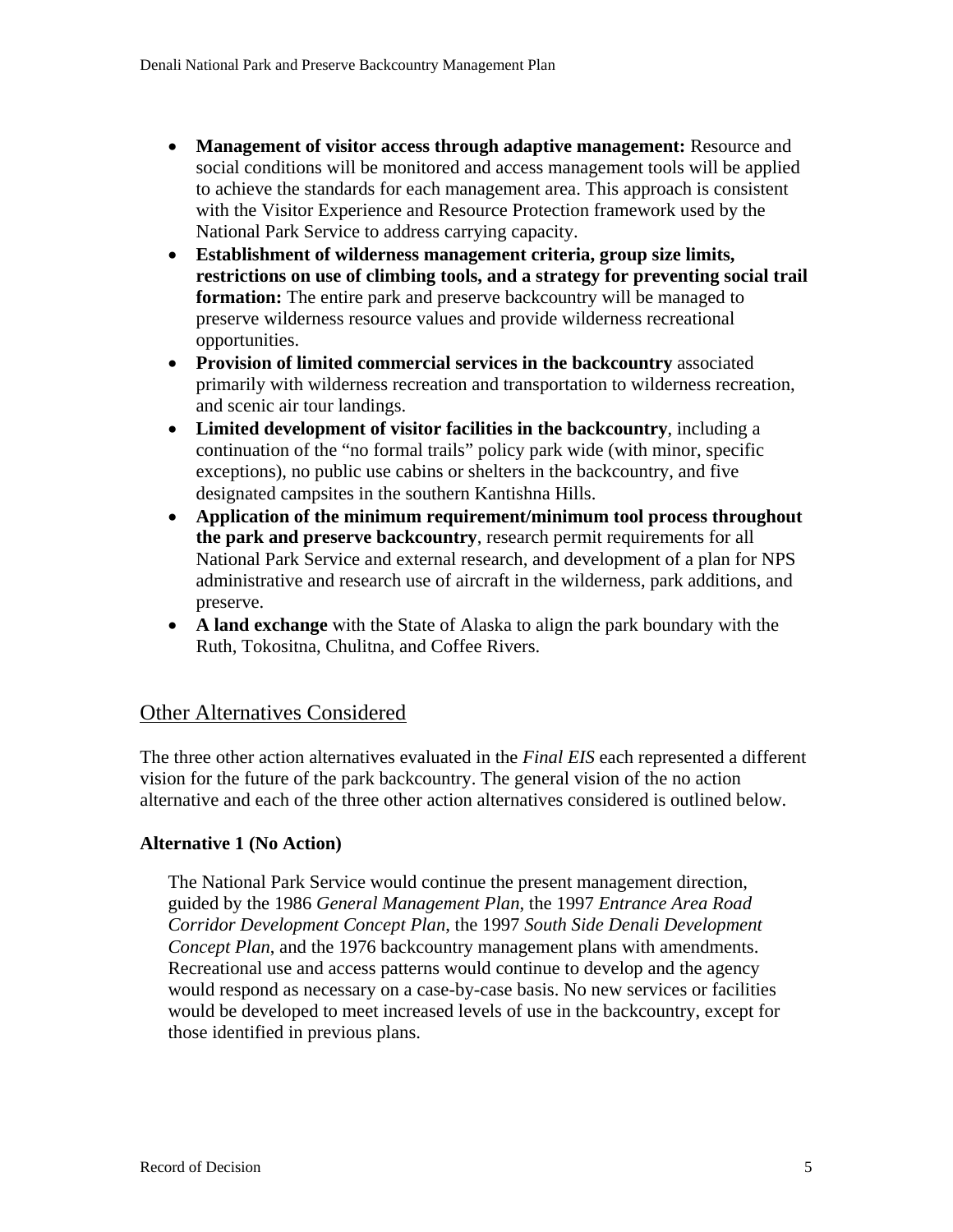- **Management of visitor access through adaptive management:** Resource and social conditions will be monitored and access management tools will be applied to achieve the standards for each management area. This approach is consistent with the Visitor Experience and Resource Protection framework used by the National Park Service to address carrying capacity.
- **Establishment of wilderness management criteria, group size limits, restrictions on use of climbing tools, and a strategy for preventing social trail formation:** The entire park and preserve backcountry will be managed to preserve wilderness resource values and provide wilderness recreational opportunities.
- **Provision of limited commercial services in the backcountry** associated primarily with wilderness recreation and transportation to wilderness recreation, and scenic air tour landings.
- **Limited development of visitor facilities in the backcountry**, including a continuation of the "no formal trails" policy park wide (with minor, specific exceptions), no public use cabins or shelters in the backcountry, and five designated campsites in the southern Kantishna Hills.
- **Application of the minimum requirement/minimum tool process throughout the park and preserve backcountry**, research permit requirements for all National Park Service and external research, and development of a plan for NPS administrative and research use of aircraft in the wilderness, park additions, and preserve.
- **A land exchange** with the State of Alaska to align the park boundary with the Ruth, Tokositna, Chulitna, and Coffee Rivers.

## Other Alternatives Considered

The three other action alternatives evaluated in the *Final EIS* each represented a different vision for the future of the park backcountry. The general vision of the no action alternative and each of the three other action alternatives considered is outlined below.

**Alternative 1 (No Action)**

The National Park Service would continue the present management direction, guided by the 1986 *General Management Plan*, the 1997 *Entrance Area Road Corridor Development Concept Plan*, the 1997 *South Side Denali Development Concept Plan*, and the 1976 backcountry management plans with amendments. Recreational use and access patterns would continue to develop and the agency would respond as necessary on a case-by-case basis. No new services or facilities would be developed to meet increased levels of use in the backcountry, except for those identified in previous plans.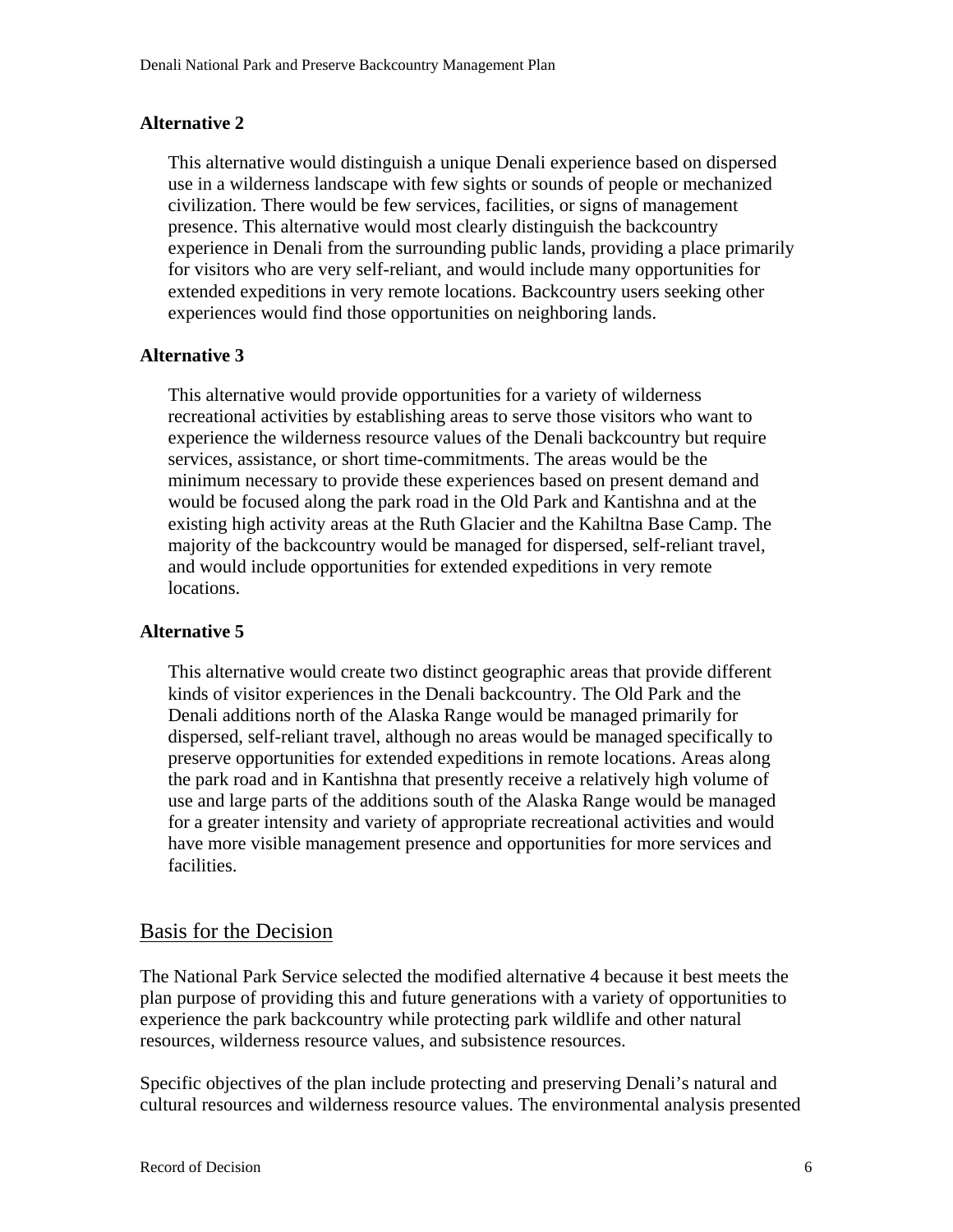**Alternative 2**

This alternative would distinguish a unique Denali experience based on dispersed use in a wilderness landscape with few sights or sounds of people or mechanized civilization. There would be few services, facilities, or signs of management presence. This alternative would most clearly distinguish the backcountry experience in Denali from the surrounding public lands, providing a place primarily for visitors who are very self-reliant, and would include many opportunities for extended expeditions in very remote locations. Backcountry users seeking other experiences would find those opportunities on neighboring lands.

**Alternative 3**

This alternative would provide opportunities for a variety of wilderness recreational activities by establishing areas to serve those visitors who want to experience the wilderness resource values of the Denali backcountry but require services, assistance, or short time-commitments. The areas would be the minimum necessary to provide these experiences based on present demand and would be focused along the park road in the Old Park and Kantishna and at the existing high activity areas at the Ruth Glacier and the Kahiltna Base Camp. The majority of the backcountry would be managed for dispersed, self-reliant travel, and would include opportunities for extended expeditions in very remote locations.

**Alternative 5**

This alternative would create two distinct geographic areas that provide different kinds of visitor experiences in the Denali backcountry. The Old Park and the Denali additions north of the Alaska Range would be managed primarily for dispersed, self-reliant travel, although no areas would be managed specifically to preserve opportunities for extended expeditions in remote locations. Areas along the park road and in Kantishna that presently receive a relatively high volume of use and large parts of the additions south of the Alaska Range would be managed for a greater intensity and variety of appropriate recreational activities and would have more visible management presence and opportunities for more services and facilities.

## Basis for the Decision

The National Park Service selected the modified alternative 4 because it best meets the plan purpose of providing this and future generations with a variety of opportunities to experience the park backcountry while protecting park wildlife and other natural resources, wilderness resource values, and subsistence resources.

Specific objectives of the plan include protecting and preserving Denali's natural and cultural resources and wilderness resource values. The environmental analysis presented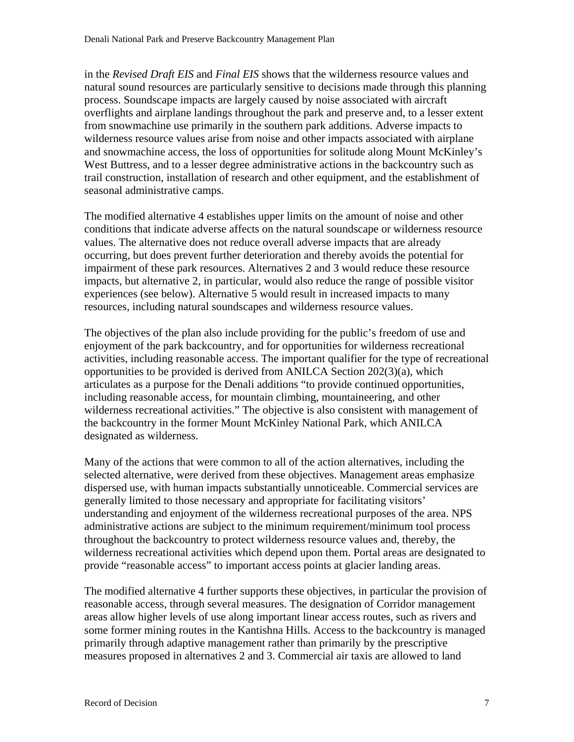in the *Revised Draft EIS* and *Final EIS* shows that the wilderness resource values and natural sound resources are particularly sensitive to decisions made through this planning process. Soundscape impacts are largely caused by noise associated with aircraft overflights and airplane landings throughout the park and preserve and, to a lesser extent from snowmachine use primarily in the southern park additions. Adverse impacts to wilderness resource values arise from noise and other impacts associated with airplane and snowmachine access, the loss of opportunities for solitude along Mount McKinley's West Buttress, and to a lesser degree administrative actions in the backcountry such as trail construction, installation of research and other equipment, and the establishment of seasonal administrative camps.

The modified alternative 4 establishes upper limits on the amount of noise and other conditions that indicate adverse affects on the natural soundscape or wilderness resource values. The alternative does not reduce overall adverse impacts that are already occurring, but does prevent further deterioration and thereby avoids the potential for impairment of these park resources. Alternatives 2 and 3 would reduce these resource impacts, but alternative 2, in particular, would also reduce the range of possible visitor experiences (see below). Alternative 5 would result in increased impacts to many resources, including natural soundscapes and wilderness resource values.

The objectives of the plan also include providing for the public's freedom of use and enjoyment of the park backcountry, and for opportunities for wilderness recreational activities, including reasonable access. The important qualifier for the type of recreational opportunities to be provided is derived from ANILCA Section 202(3)(a), which articulates as a purpose for the Denali additions "to provide continued opportunities, including reasonable access, for mountain climbing, mountaineering, and other wilderness recreational activities." The objective is also consistent with management of the backcountry in the former Mount McKinley National Park, which ANILCA designated as wilderness.

Many of the actions that were common to all of the action alternatives, including the selected alternative, were derived from these objectives. Management areas emphasize dispersed use, with human impacts substantially unnoticeable. Commercial services are generally limited to those necessary and appropriate for facilitating visitors' understanding and enjoyment of the wilderness recreational purposes of the area. NPS administrative actions are subject to the minimum requirement/minimum tool process throughout the backcountry to protect wilderness resource values and, thereby, the wilderness recreational activities which depend upon them. Portal areas are designated to provide "reasonable access" to important access points at glacier landing areas.

The modified alternative 4 further supports these objectives, in particular the provision of reasonable access, through several measures. The designation of Corridor management areas allow higher levels of use along important linear access routes, such as rivers and some former mining routes in the Kantishna Hills. Access to the backcountry is managed primarily through adaptive management rather than primarily by the prescriptive measures proposed in alternatives 2 and 3. Commercial air taxis are allowed to land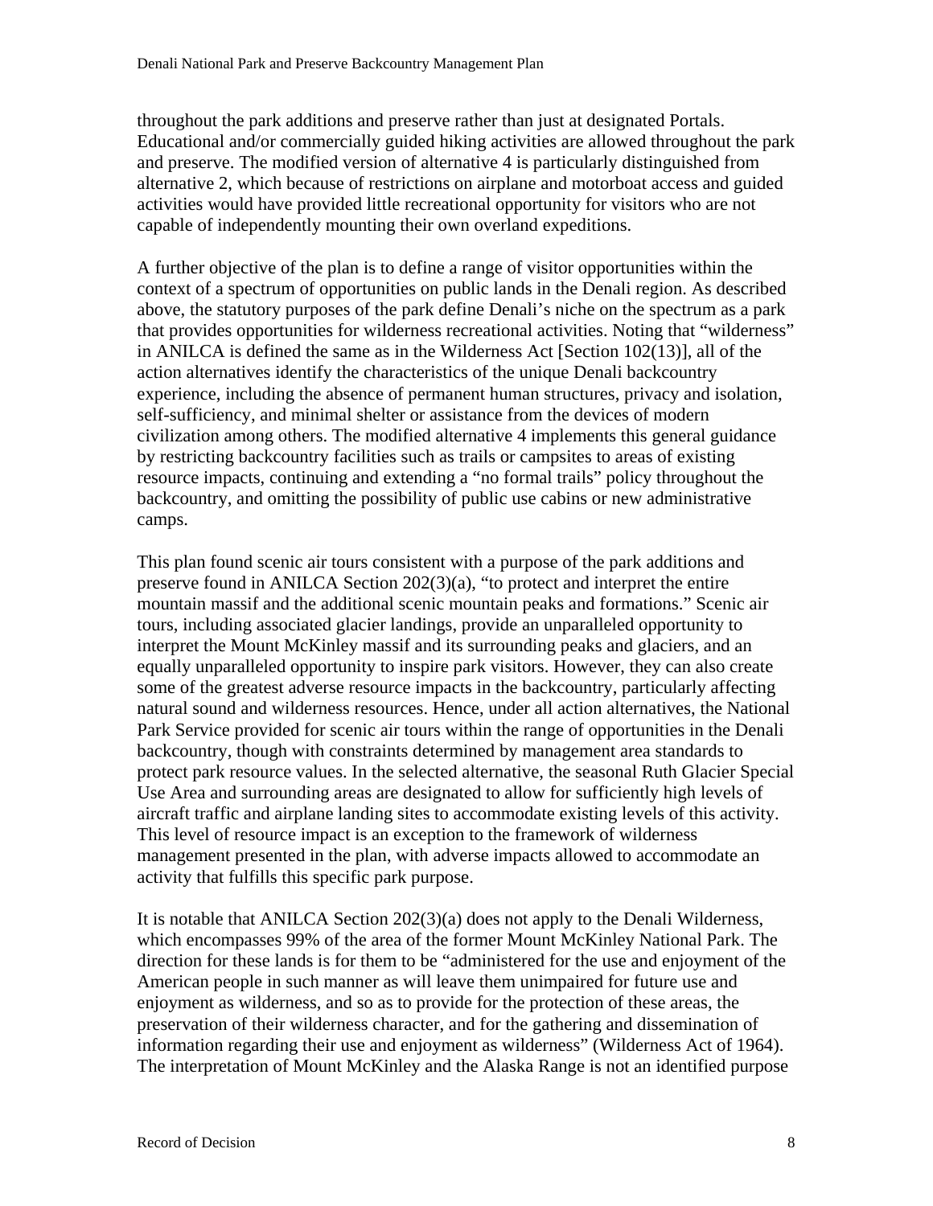throughout the park additions and preserve rather than just at designated Portals. Educational and/or commercially guided hiking activities are allowed throughout the park and preserve. The modified version of alternative 4 is particularly distinguished from alternative 2, which because of restrictions on airplane and motorboat access and guided activities would have provided little recreational opportunity for visitors who are not capable of independently mounting their own overland expeditions.

A further objective of the plan is to define a range of visitor opportunities within the context of a spectrum of opportunities on public lands in the Denali region. As described above, the statutory purposes of the park define Denali's niche on the spectrum as a park that provides opportunities for wilderness recreational activities. Noting that "wilderness" in ANILCA is defined the same as in the Wilderness Act [Section 102(13)], all of the action alternatives identify the characteristics of the unique Denali backcountry experience, including the absence of permanent human structures, privacy and isolation, self-sufficiency, and minimal shelter or assistance from the devices of modern civilization among others. The modified alternative 4 implements this general guidance by restricting backcountry facilities such as trails or campsites to areas of existing resource impacts, continuing and extending a "no formal trails" policy throughout the backcountry, and omitting the possibility of public use cabins or new administrative camps.

This plan found scenic air tours consistent with a purpose of the park additions and preserve found in ANILCA Section 202(3)(a), "to protect and interpret the entire mountain massif and the additional scenic mountain peaks and formations." Scenic air tours, including associated glacier landings, provide an unparalleled opportunity to interpret the Mount McKinley massif and its surrounding peaks and glaciers, and an equally unparalleled opportunity to inspire park visitors. However, they can also create some of the greatest adverse resource impacts in the backcountry, particularly affecting natural sound and wilderness resources. Hence, under all action alternatives, the National Park Service provided for scenic air tours within the range of opportunities in the Denali backcountry, though with constraints determined by management area standards to protect park resource values. In the selected alternative, the seasonal Ruth Glacier Special Use Area and surrounding areas are designated to allow for sufficiently high levels of aircraft traffic and airplane landing sites to accommodate existing levels of this activity. This level of resource impact is an exception to the framework of wilderness management presented in the plan, with adverse impacts allowed to accommodate an activity that fulfills this specific park purpose.

It is notable that ANILCA Section 202(3)(a) does not apply to the Denali Wilderness, which encompasses 99% of the area of the former Mount McKinley National Park. The direction for these lands is for them to be "administered for the use and enjoyment of the American people in such manner as will leave them unimpaired for future use and enjoyment as wilderness, and so as to provide for the protection of these areas, the preservation of their wilderness character, and for the gathering and dissemination of information regarding their use and enjoyment as wilderness" (Wilderness Act of 1964). The interpretation of Mount McKinley and the Alaska Range is not an identified purpose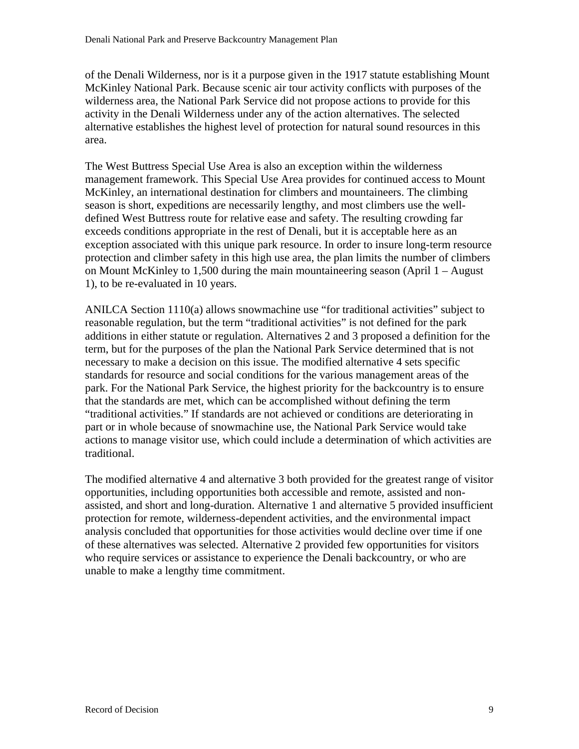of the Denali Wilderness, nor is it a purpose given in the 1917 statute establishing Mount McKinley National Park. Because scenic air tour activity conflicts with purposes of the wilderness area, the National Park Service did not propose actions to provide for this activity in the Denali Wilderness under any of the action alternatives. The selected alternative establishes the highest level of protection for natural sound resources in this area.

The West Buttress Special Use Area is also an exception within the wilderness management framework. This Special Use Area provides for continued access to Mount McKinley, an international destination for climbers and mountaineers. The climbing season is short, expeditions are necessarily lengthy, and most climbers use the well-defined West Buttress route for relative ease and safety. The resulting crowding far exceeds conditions appropriate in the rest of Denali, but it is acceptable here as an exception associated with this unique park resource. In order to insure long-term resource protection and climber safety in this high use area, the plan limits the number of climbers on Mount McKinley to 1,500 during the main mountaineering season (April 1 – August 1), to be re-evaluated in 10 years.

ANILCA Section 1110(a) allows snowmachine use "for traditional activities" subject to reasonable regulation, but the term "traditional activities" is not defined for the park additions in either statute or regulation. Alternatives 2 and 3 proposed a definition for the term, but for the purposes of the plan the National Park Service determined that is not necessary to make a decision on this issue. The modified alternative 4 sets specific standards for resource and social conditions for the various management areas of the park. For the National Park Service, the highest priority for the backcountry is to ensure that the standards are met, which can be accomplished without defining the term "traditional activities." If standards are not achieved or conditions are deteriorating in part or in whole because of snowmachine use, the National Park Service would take actions to manage visitor use, which could include a determination of which activities are traditional.

The modified alternative 4 and alternative 3 both provided for the greatest range of visitor opportunities, including opportunities both accessible and remote, assisted and non-assisted, and short and long-duration. Alternative 1 and alternative 5 provided insufficient protection for remote, wilderness-dependent activities, and the environmental impact analysis concluded that opportunities for those activities would decline over time if one of these alternatives was selected. Alternative 2 provided few opportunities for visitors who require services or assistance to experience the Denali backcountry, or who are unable to make a lengthy time commitment.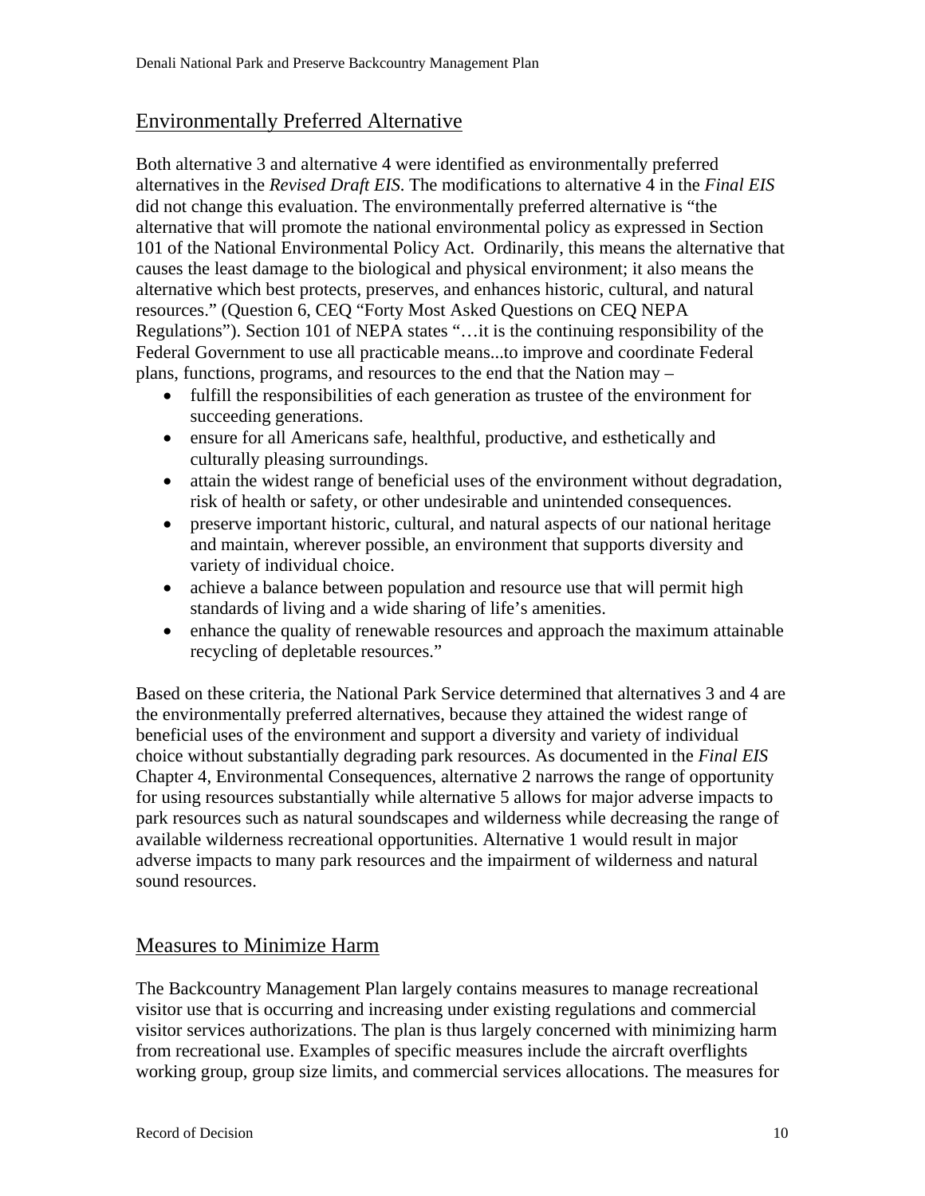## Environmentally Preferred Alternative

Both alternative 3 and alternative 4 were identified as environmentally preferred alternatives in the *Revised Draft EIS*. The modifications to alternative 4 in the *Final EIS* did not change this evaluation. The environmentally preferred alternative is "the alternative that will promote the national environmental policy as expressed in Section 101 of the National Environmental Policy Act. Ordinarily, this means the alternative that causes the least damage to the biological and physical environment; it also means the alternative which best protects, preserves, and enhances historic, cultural, and natural resources." (Question 6, CEQ "Forty Most Asked Questions on CEQ NEPA Regulations"). Section 101 of NEPA states "…it is the continuing responsibility of the Federal Government to use all practicable means...to improve and coordinate Federal plans, functions, programs, and resources to the end that the Nation may –

- fulfill the responsibilities of each generation as trustee of the environment for succeeding generations.
- ensure for all Americans safe, healthful, productive, and esthetically and culturally pleasing surroundings.
- attain the widest range of beneficial uses of the environment without degradation, risk of health or safety, or other undesirable and unintended consequences.
- preserve important historic, cultural, and natural aspects of our national heritage and maintain, wherever possible, an environment that supports diversity and variety of individual choice.
- achieve a balance between population and resource use that will permit high standards of living and a wide sharing of life's amenities.
- enhance the quality of renewable resources and approach the maximum attainable recycling of depletable resources."

Based on these criteria, the National Park Service determined that alternatives 3 and 4 are the environmentally preferred alternatives, because they attained the widest range of beneficial uses of the environment and support a diversity and variety of individual choice without substantially degrading park resources. As documented in the *Final EIS* Chapter 4, Environmental Consequences, alternative 2 narrows the range of opportunity for using resources substantially while alternative 5 allows for major adverse impacts to park resources such as natural soundscapes and wilderness while decreasing the range of available wilderness recreational opportunities. Alternative 1 would result in major adverse impacts to many park resources and the impairment of wilderness and natural sound resources.

## Measures to Minimize Harm

The Backcountry Management Plan largely contains measures to manage recreational visitor use that is occurring and increasing under existing regulations and commercial visitor services authorizations. The plan is thus largely concerned with minimizing harm from recreational use. Examples of specific measures include the aircraft overflights working group, group size limits, and commercial services allocations. The measures for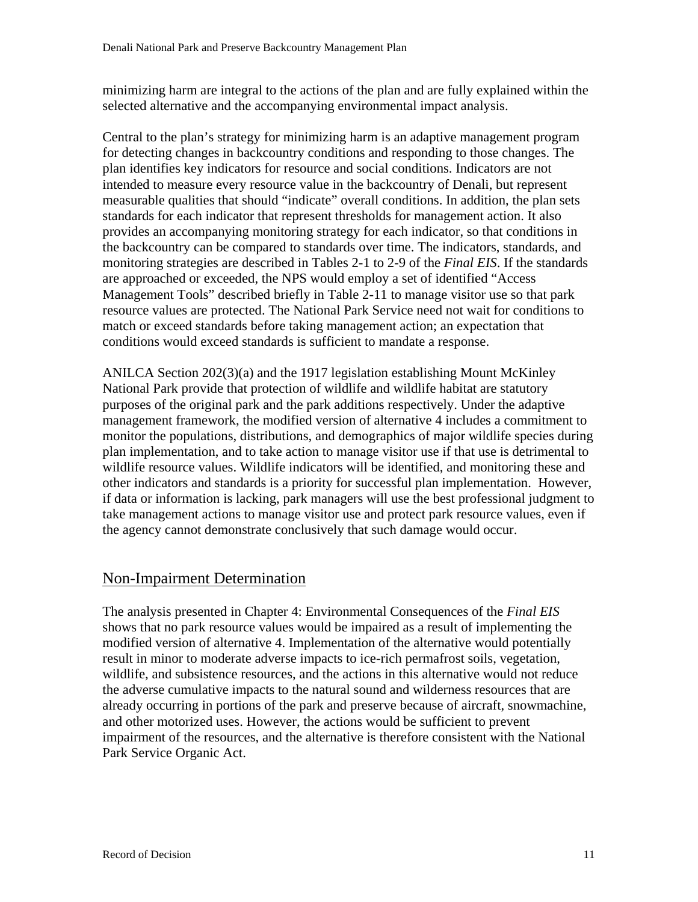minimizing harm are integral to the actions of the plan and are fully explained within the selected alternative and the accompanying environmental impact analysis.

Central to the plan's strategy for minimizing harm is an adaptive management program for detecting changes in backcountry conditions and responding to those changes. The plan identifies key indicators for resource and social conditions. Indicators are not intended to measure every resource value in the backcountry of Denali, but represent measurable qualities that should "indicate" overall conditions. In addition, the plan sets standards for each indicator that represent thresholds for management action. It also provides an accompanying monitoring strategy for each indicator, so that conditions in the backcountry can be compared to standards over time. The indicators, standards, and monitoring strategies are described in Tables 2-1 to 2-9 of the *Final EIS*. If the standards are approached or exceeded, the NPS would employ a set of identified "Access Management Tools" described briefly in Table 2-11 to manage visitor use so that park resource values are protected. The National Park Service need not wait for conditions to match or exceed standards before taking management action; an expectation that conditions would exceed standards is sufficient to mandate a response.

ANILCA Section 202(3)(a) and the 1917 legislation establishing Mount McKinley National Park provide that protection of wildlife and wildlife habitat are statutory purposes of the original park and the park additions respectively. Under the adaptive management framework, the modified version of alternative 4 includes a commitment to monitor the populations, distributions, and demographics of major wildlife species during plan implementation, and to take action to manage visitor use if that use is detrimental to wildlife resource values. Wildlife indicators will be identified, and monitoring these and other indicators and standards is a priority for successful plan implementation. However, if data or information is lacking, park managers will use the best professional judgment to take management actions to manage visitor use and protect park resource values, even if the agency cannot demonstrate conclusively that such damage would occur.

## Non-Impairment Determination

The analysis presented in Chapter 4: Environmental Consequences of the *Final EIS* shows that no park resource values would be impaired as a result of implementing the modified version of alternative 4. Implementation of the alternative would potentially result in minor to moderate adverse impacts to ice-rich permafrost soils, vegetation, wildlife, and subsistence resources, and the actions in this alternative would not reduce the adverse cumulative impacts to the natural sound and wilderness resources that are already occurring in portions of the park and preserve because of aircraft, snowmachine, and other motorized uses. However, the actions would be sufficient to prevent impairment of the resources, and the alternative is therefore consistent with the National Park Service Organic Act.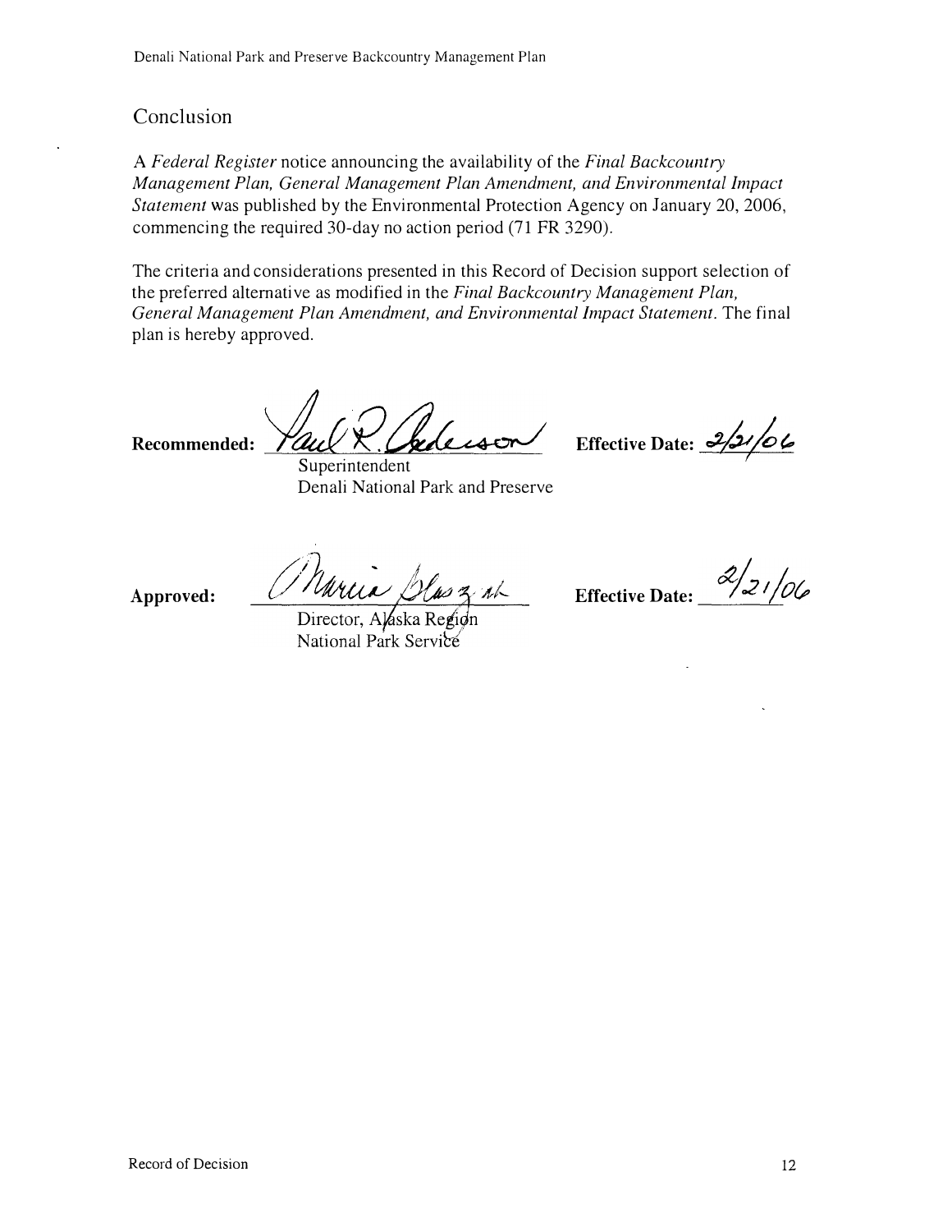## Conclusion

A *Federal Register* notice announcing the availability of the *Final Backcountry Management Plan, General Management Plan Amendment, and Environmental Impact Statement* was published by the Environmental Protection Agency on January 20, 2006, commencing the required 30-day no action period (71 FR 3290).

The criteria and considerations presented in this Record of Decision support selection of the preferred alternative as modified in the *Final Backcountry Management Plan, General Management Plan Amendment, and Environmental Impact Statement*. The final plan is hereby approved.

**Recommended:** Paul R. Anderson **Effective Date:** 2/21/06

Superintendent
Denali National Park and Preserve

**Approved:** Marcia Blaszak **Effective Date:** 2/21/06

Director, Alaska Region
National Park Service